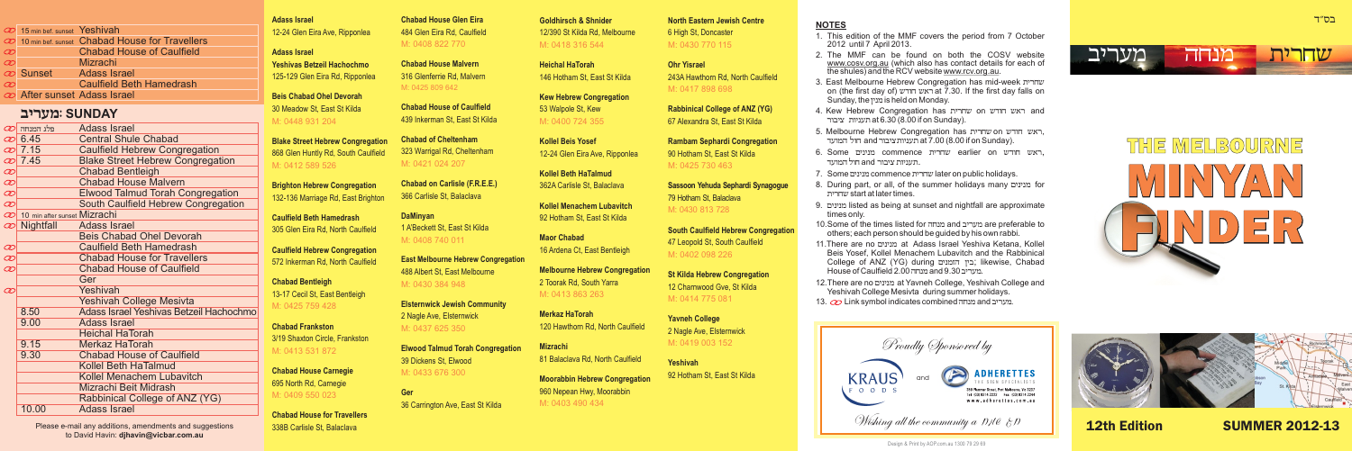| | | |
|---|---|---|
| ⚭ | 15 min bef. sunset | Yeshivah |
| ⚭ | 10 min bef. sunset | Chabad House for Travellers |
| ⚭ | | Chabad House of Caulfield |
| ⚭ | | Mizrachi |
| ⚭ | Sunset | Adass Israel |
| ⚭ | | Caulfield Beth Hamedrash |
| ⚭ | After sunset | Adass Israel |

## מעריב: SUNDAY

| | | |
|---|---|---|
| ⚭ | פלג המנחה | Adass Israel |
| ⚭ | 6.45 | Central Shule Chabad |
| ⚭ | 7.15 | Caulfield Hebrew Congregation |
| ⚭ | 7.45 | Blake Street Hebrew Congregation |
| ⚭ | | Chabad Bentleigh |
| ⚭ | | Chabad House Malvern |
| ⚭ | | Elwood Talmud Torah Congregation |
| ⚭ | | South Caulfield Hebrew Congregation |
| ⚭ | 10 min after sunset | Mizrachi |
| ⚭ | Nightfall | Adass Israel |
| | | Beis Chabad Ohel Devorah |
| ⚭ | | Caulfield Beth Hamedrash |
| ⚭ | | Chabad House for Travellers |
| ⚭ | | Chabad House of Caulfield |
| | | Ger |
| ⚭ | | Yeshivah |
| | | Yeshivah College Mesivta |
| | 8.50 | Adass Israel Yeshivas Betzeil Hachochmo |
| | 9.00 | Adass Israel |
| | | Heichal HaTorah |
| | 9.15 | Merkaz HaTorah |
| | 9.30 | Chabad House of Caulfield |
| | | Kollel Beth HaTalmud |
| | | Kollel Menachem Lubavitch |
| | | Mizrachi Beit Midrash |
| | | Rabbinical College of ANZ (YG) |
| | 10.00 | Adass Israel |

Please e-mail any additions, amendments and suggestions to David Havin: **djhavin@vicbar.com.au**

**Adass Israel**
12-24 Glen Eira Ave, Ripponlea

**Adass Israel**
**Yeshivas Betzeil Hachochmo**
125-129 Glen Eira Rd, Ripponlea

**Beis Chabad Ohel Devorah**
30 Meadow St, East St Kilda
M: 0448 931 204

**Blake Street Hebrew Congregation**
868 Glen Huntly Rd, South Caulfield
M: 0412 589 526

**Brighton Hebrew Congregation**
132-136 Marriage Rd, East Brighton

**Caulfield Beth Hamedrash**
305 Glen Eira Rd, North Caulfield

**Caulfield Hebrew Congregation**
572 Inkerman Rd, North Caulfield

**Chabad Bentleigh**
13-17 Cecil St, East Bentleigh
M: 0425 759 428

**Chabad Frankston**
3/19 Shaxton Circle, Frankston
M: 0413 531 872

**Chabad House Carnegie**
695 North Rd, Carnegie
M: 0409 550 023

**Chabad House for Travellers**
338B Carlisle St, Balaclava

**Chabad House Glen Eira**
484 Glen Eira Rd, Caulfield
M: 0408 822 770

**Chabad House Malvern**
316 Glenferrie Rd, Malvern
M: 0425 809 642

**Chabad House of Caulfield**
439 Inkerman St, East St Kilda

**Chabad of Cheltenham**
323 Warrigal Rd, Cheltenham
M: 0421 024 207

**Chabad on Carlisle (F.R.E.E.)**
366 Carlisle St, Balaclava

**DaMinyan**
1 A'Beckett St, East St Kilda
M: 0408 740 011

**East Melbourne Hebrew Congregation**
488 Albert St, East Melbourne
M: 0430 384 948

**Elsternwick Jewish Community**
2 Nagle Ave, Elsternwick
M: 0437 625 350

**Elwood Talmud Torah Congregation**
39 Dickens St, Elwood
M: 0433 676 300

**Ger**
36 Carrington Ave, East St Kilda

**Goldhirsch & Shnider**
12/390 St Kilda Rd, Melbourne
M: 0418 316 544

**Heichal HaTorah**
146 Hotham St, East St Kilda

**Kew Hebrew Congregation**
53 Walpole St, Kew
M: 0400 724 355

**Kollel Beis Yosef**
12-24 Glen Eira Ave, Ripponlea

**Kollel Beth HaTalmud**
362A Carlisle St, Balaclava

**Kollel Menachem Lubavitch**
92 Hotham St, East St Kilda

**Maor Chabad**
16 Ardena Ct, East Bentleigh

**Melbourne Hebrew Congregation**
2 Toorak Rd, South Yarra
M: 0413 863 263

**Merkaz HaTorah**
120 Hawthorn Rd, North Caulfield

**Mizrachi**
81 Balaclava Rd, North Caulfield

**Moorabbin Hebrew Congregation**
960 Nepean Hwy, Moorabbin
M: 0403 490 434

**North Eastern Jewish Centre**
6 High St, Doncaster
M: 0430 770 115

**Ohr Yisrael**
243A Hawthorn Rd, North Caulfield
M: 0417 898 698

**Rabbinical College of ANZ (YG)**
67 Alexandra St, East St Kilda

**Rambam Sephardi Congregation**
90 Hotham St, East St Kilda
M: 0425 730 463

**Sassoon Yehuda Sephardi Synagogue**
79 Hotham St, Balaclava
M: 0430 813 728

**South Caulfield Hebrew Congregation**
47 Leopold St, South Caulfield
M: 0402 098 226

**St Kilda Hebrew Congregation**
12 Charnwood Gve, St Kilda
M: 0414 775 081

**Yavneh College**
2 Nagle Ave, Elsternwick
M: 0419 003 152

**Yeshivah**
92 Hotham St, East St Kilda

## NOTES

1. This edition of the MMF covers the period from 7 October 2012 until 7 April 2013.
2. The MMF can be found on both the COSV website www.cosv.org.au (which also has contact details for each of the shules) and the RCV website www.rcv.org.au.
3. East Melbourne Hebrew Congregation has mid-week שחרית on (the first day of) ראש חודש at 7.30. If the first day falls on Sunday, the מנין is held on Monday.
4. Kew Hebrew Congregation has שחרית on ראש חודש and תעניות ציבור at 6.30 (8.00 if on Sunday).
5. Melbourne Hebrew Congregation has שחרית on ראש חודש, תעניות ציבור and חול המועד at 7.00 (8.00 if on Sunday).
6. Some מנינים commence שחרית earlier on ראש חודש, תעניות ציבור and חול המועד.
7. Some מנינים commence שחרית later on public holidays.
8. During part, or all, of the summer holidays many מנינים for שחרית start at later times.
9. מנינים listed as being at sunset and nightfall are approximate times only.
10. Some of the times listed for מנחה and מעריב are preferable to others; each person should be guided by his own rabbi.
11. There are no מנינים at Adass Israel Yeshiva Ketana, Kollel Beis Yosef, Kollel Menachem Lubavitch and the Rabbinical College of ANZ (YG) during בין הזמנים; likewise, Chabad House of Caulfield 2.00 מנחה and 9.30 מעריב.
12. There are no מנינים at Yavneh College, Yeshivah College and Yeshivah College Mesivta during summer holidays.
13. ⚭ Link symbol indicates combined מנחה מעריב.

Proudly Sponsored by

KRAUS FOODS and ADHERETTES

Wishing all the community a חג שמח

Design & Print by ADP.com.au 1300 79 29 69

בס"ד

שחרית מנחה מעריב

# THE MELBOURNE MINYAN FINDER

**12th Edition** **SUMMER 2012-13**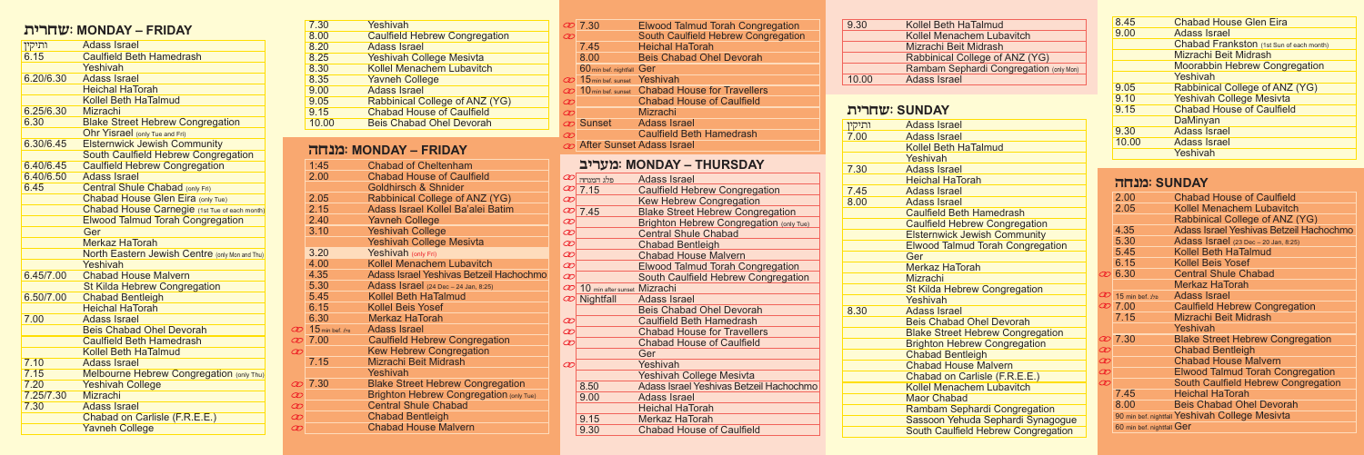## שחרית: MONDAY – FRIDAY

| | |
|---|---|
| ותיקין | Adass Israel |
| 6.15 | Caulfield Beth Hamedrash |
| | Yeshivah |
| 6.20/6.30 | Adass Israel |
| | Heichal HaTorah |
| | Kollel Beth HaTalmud |
| 6.25/6.30 | Mizrachi |
| 6.30 | Blake Street Hebrew Congregation |
| | Ohr Yisrael (only Tue and Fri) |
| 6.30/6.45 | Elsternwick Jewish Community |
| | South Caulfield Hebrew Congregation |
| 6.40/6.45 | Caulfield Hebrew Congregation |
| 6.40/6.50 | Adass Israel |
| 6.45 | Central Shule Chabad (only Fri) |
| | Chabad House Glen Eira (only Tue) |
| | Chabad House Carnegie (1st Tue of each month) |
| | Elwood Talmud Torah Congregation |
| | Ger |
| | Merkaz HaTorah |
| | North Eastern Jewish Centre (only Mon and Thu) |
| | Yeshivah |
| 6.45/7.00 | Chabad House Malvern |
| | St Kilda Hebrew Congregation |
| 6.50/7.00 | Chabad Bentleigh |
| | Heichal HaTorah |
| 7.00 | Adass Israel |
| | Beis Chabad Ohel Devorah |
| | Caulfield Beth Hamedrash |
| | Kollel Beth HaTalmud |
| 7.10 | Adass Israel |
| 7.15 | Melbourne Hebrew Congregation (only Thu) |
| 7.20 | Yeshivah College |
| 7.25/7.30 | Mizrachi |
| 7.30 | Adass Israel |
| | Chabad on Carlisle (F.R.E.E.) |
| | Yavneh College |
| 7.30 | Yeshivah |
| 8.00 | Caulfield Hebrew Congregation |
| 8.20 | Adass Israel |
| 8.25 | Yeshivah College Mesivta |
| 8.30 | Kollel Menachem Lubavitch |
| 8.35 | Yavneh College |
| 9.00 | Adass Israel |
| 9.05 | Rabbinical College of ANZ (YG) |
| 9.15 | Chabad House of Caulfield |
| 10.00 | Beis Chabad Ohel Devorah |

## מנחה: MONDAY – FRIDAY

| | | |
|---|---|---|
| | 1:45 | Chabad of Cheltenham |
| | 2.00 | Chabad House of Caulfield |
| | | Goldhirsch & Shnider |
| | 2.05 | Rabbinical College of ANZ (YG) |
| | 2.15 | Adass Israel Kollel Ba'alei Batim |
| | 2.40 | Yavneh College |
| | 3.10 | Yeshivah College |
| | | Yeshivah College Mesivta |
| | 3.20 | Yeshivah (only Fri) |
| | 4.00 | Kollel Menachem Lubavitch |
| | 4.35 | Adass Israel Yeshivas Betzeil Hachochmo |
| | 5.30 | Adass Israel (24 Dec – 24 Jan, 8:25) |
| | 5.45 | Kollel Beth HaTalmud |
| | 6.15 | Kollel Beis Yosef |
| | 6.30 | Merkaz HaTorah |
| ∞ | 15 min bef. שקה"ח | Adass Israel |
| ∞ | 7.00 | Caulfield Hebrew Congregation |
| ∞ | | Kew Hebrew Congregation |
| | 7.15 | Mizrachi Beit Midrash |
| | | Yeshivah |
| ∞ | 7.30 | Blake Street Hebrew Congregation |
| ∞ | | Brighton Hebrew Congregation (only Tue) |
| ∞ | | Central Shule Chabad |
| ∞ | | Chabad Bentleigh |
| ∞ | | Chabad House Malvern |
| ∞ | 7.30 | Elwood Talmud Torah Congregation |
| ∞ | | South Caulfield Hebrew Congregation |
| | 7.45 | Heichal HaTorah |
| | 8.00 | Beis Chabad Ohel Devorah |
| | 60 min bef. nightfall | Ger |
| ∞ | 15 min bef. sunset | Yeshivah |
| ∞ | 10 min bef. sunset | Chabad House for Travellers |
| ∞ | | Chabad House of Caulfield |
| ∞ | | Mizrachi |
| ∞ | Sunset | Adass Israel |
| ∞ | | Caulfield Beth Hamedrash |
| ∞ | After Sunset | Adass Israel |

## מעריב: MONDAY – THURSDAY

| | | |
|---|---|---|
| ∞ | פלג המנחה | Adass Israel |
| ∞ | 7.15 | Caulfield Hebrew Congregation |
| ∞ | | Kew Hebrew Congregation |
| ∞ | 7.45 | Blake Street Hebrew Congregation |
| ∞ | | Brighton Hebrew Congregation (only Tue) |
| ∞ | | Central Shule Chabad |
| ∞ | | Chabad Bentleigh |
| ∞ | | Chabad House Malvern |
| ∞ | | Elwood Talmud Torah Congregation |
| ∞ | | South Caulfield Hebrew Congregation |
| ∞ | 10 min after sunset | Mizrachi |
| ∞ | Nightfall | Adass Israel |
| | | Beis Chabad Ohel Devorah |
| ∞ | | Caulfield Beth Hamedrash |
| ∞ | | Chabad House for Travellers |
| ∞ | | Chabad House of Caulfield |
| | | Ger |
| ∞ | | Yeshivah |
| | | Yeshivah College Mesivta |
| | 8.50 | Adass Israel Yeshivas Betzeil Hachochmo |
| | 9.00 | Adass Israel |
| | | Heichal HaTorah |
| | 9.15 | Merkaz HaTorah |
| | 9.30 | Chabad House of Caulfield |
| | 9.30 | Kollel Beth HaTalmud |
| | | Kollel Menachem Lubavitch |
| | | Mizrachi Beit Midrash |
| | | Rabbinical College of ANZ (YG) |
| | | Rambam Sephardi Congregation (only Mon) |
| | 10.00 | Adass Israel |

## שחרית: SUNDAY

| | |
|---|---|
| ותיקין | Adass Israel |
| 7.00 | Adass Israel |
| | Kollel Beth HaTalmud |
| | Yeshivah |
| 7.30 | Adass Israel |
| | Heichal HaTorah |
| 7.45 | Adass Israel |
| 8.00 | Adass Israel |
| | Caulfield Beth Hamedrash |
| | Caulfield Hebrew Congregation |
| | Elsternwick Jewish Community |
| | Elwood Talmud Torah Congregation |
| | Ger |
| | Merkaz HaTorah |
| | Mizrachi |
| | St Kilda Hebrew Congregation |
| | Yeshivah |
| 8.30 | Adass Israel |
| | Beis Chabad Ohel Devorah |
| | Blake Street Hebrew Congregation |
| | Brighton Hebrew Congregation |
| | Chabad Bentleigh |
| | Chabad House Malvern |
| | Chabad on Carlisle (F.R.E.E.) |
| | Kollel Menachem Lubavitch |
| | Maor Chabad |
| | Rambam Sephardi Congregation |
| | Sassoon Yehuda Sephardi Synagogue |
| | South Caulfield Hebrew Congregation |
| 8.45 | Chabad House Glen Eira |
| 9.00 | Adass Israel |
| | Chabad Frankston (1st Sun of each month) |
| | Mizrachi Beit Midrash |
| | Moorabbin Hebrew Congregation |
| | Yeshivah |
| 9.05 | Rabbinical College of ANZ (YG) |
| 9.10 | Yeshivah College Mesivta |
| 9.15 | Chabad House of Caulfield |
| | DaMinyan |
| 9.30 | Adass Israel |
| 10.00 | Adass Israel |
| | Yeshivah |

## מנחה: SUNDAY

| | | |
|---|---|---|
| | 2.00 | Chabad House of Caulfield |
| | 2.05 | Kollel Menachem Lubavitch |
| | | Rabbinical College of ANZ (YG) |
| | 4.35 | Adass Israel Yeshivas Betzeil Hachochmo |
| | 5.30 | Adass Israel (23 Dec – 20 Jan, 8:25) |
| | 5.45 | Kollel Beth HaTalmud |
| | 6.15 | Kollel Beis Yosef |
| ∞ | 6.30 | Central Shule Chabad |
| | | Merkaz HaTorah |
| ∞ | 15 min bef. שקה"ח | Adass Israel |
| ∞ | 7.00 | Caulfield Hebrew Congregation |
| | 7.15 | Mizrachi Beit Midrash |
| | | Yeshivah |
| ∞ | 7.30 | Blake Street Hebrew Congregation |
| ∞ | | Chabad Bentleigh |
| ∞ | | Chabad House Malvern |
| ∞ | | Elwood Talmud Torah Congregation |
| ∞ | | South Caulfield Hebrew Congregation |
| | 7.45 | Heichal HaTorah |
| | 8.00 | Beis Chabad Ohel Devorah |
| | 90 min bef. nightfall | Yeshivah College Mesivta |
| | 60 min bef. nightfall | Ger |